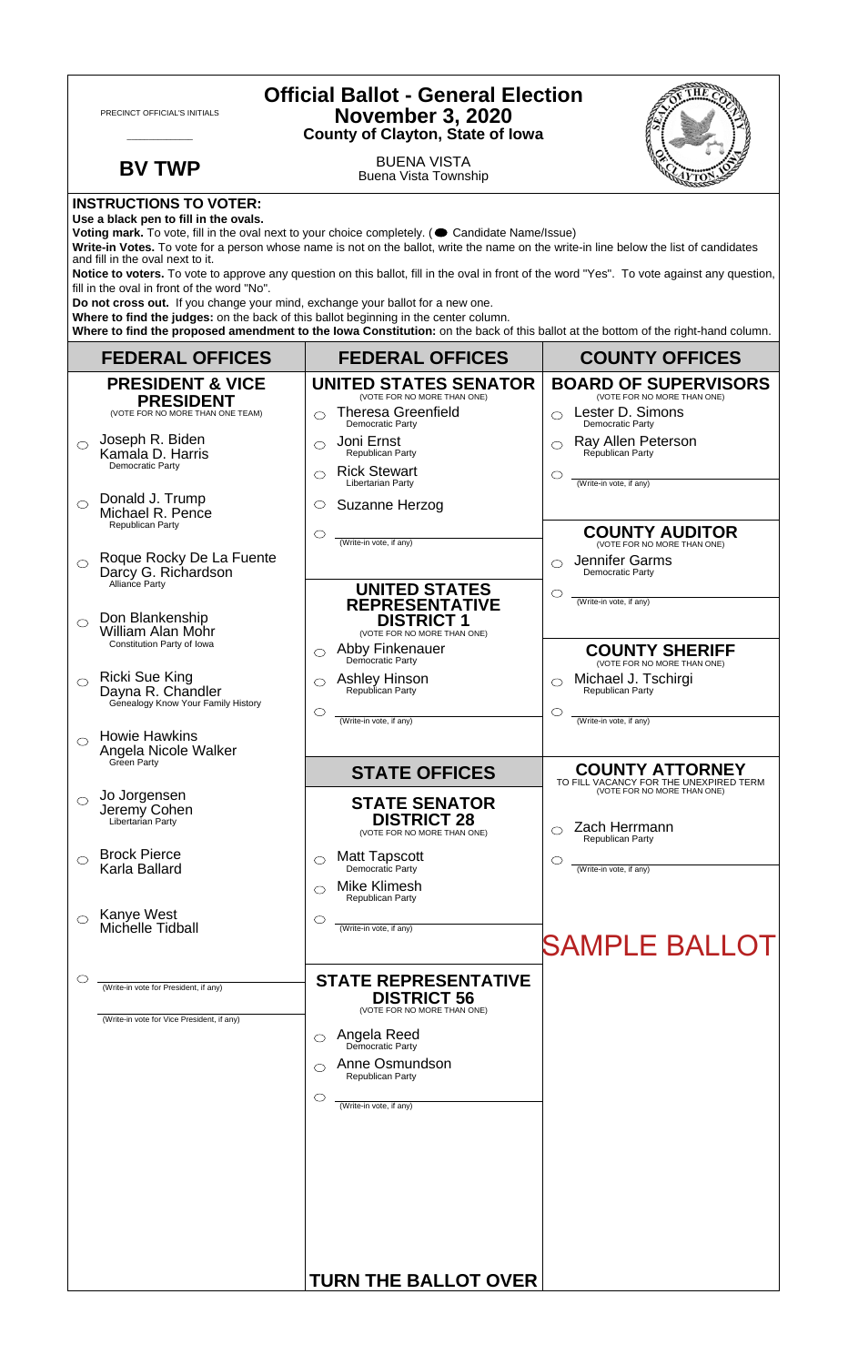PRECINCT OFFICIAL'S INITIALS

\_\_\_\_\_\_\_\_\_\_\_\_

**BV TWP**

# Official Ballot - General Election
## November 3, 2020
### County of Clayton, State of Iowa

BUENA VISTA
Buena Vista Township

**INSTRUCTIONS TO VOTER:**

**Use a black pen to fill in the ovals.**

**Voting mark.** To vote, fill in the oval next to your choice completely. (● Candidate Name/Issue)

**Write-in Votes.** To vote for a person whose name is not on the ballot, write the name on the write-in line below the list of candidates and fill in the oval next to it.

**Notice to voters.** To vote to approve any question on this ballot, fill in the oval in front of the word "Yes". To vote against any question, fill in the oval in front of the word "No".

**Do not cross out.** If you change your mind, exchange your ballot for a new one.

**Where to find the judges:** on the back of this ballot beginning in the center column.

**Where to find the proposed amendment to the Iowa Constitution:** on the back of this ballot at the bottom of the right-hand column.

## FEDERAL OFFICES

### PRESIDENT & VICE PRESIDENT
(VOTE FOR NO MORE THAN ONE TEAM)

- ○ Joseph R. Biden / Kamala D. Harris — Democratic Party
- ○ Donald J. Trump / Michael R. Pence — Republican Party
- ○ Roque Rocky De La Fuente / Darcy G. Richardson — Alliance Party
- ○ Don Blankenship / William Alan Mohr — Constitution Party of Iowa
- ○ Ricki Sue King / Dayna R. Chandler — Genealogy Know Your Family History
- ○ Howie Hawkins / Angela Nicole Walker — Green Party
- ○ Jo Jorgensen / Jeremy Cohen — Libertarian Party
- ○ Brock Pierce / Karla Ballard
- ○ Kanye West / Michelle Tidball
- ○ \_\_\_\_\_\_\_\_ (Write-in vote for President, if any) / \_\_\_\_\_\_\_\_ (Write-in vote for Vice President, if any)

## FEDERAL OFFICES

### UNITED STATES SENATOR
(VOTE FOR NO MORE THAN ONE)

- ○ Theresa Greenfield — Democratic Party
- ○ Joni Ernst — Republican Party
- ○ Rick Stewart — Libertarian Party
- ○ Suzanne Herzog
- ○ \_\_\_\_\_\_\_\_ (Write-in vote, if any)

### UNITED STATES REPRESENTATIVE DISTRICT 1
(VOTE FOR NO MORE THAN ONE)

- ○ Abby Finkenauer — Democratic Party
- ○ Ashley Hinson — Republican Party
- ○ \_\_\_\_\_\_\_\_ (Write-in vote, if any)

## STATE OFFICES

### STATE SENATOR DISTRICT 28
(VOTE FOR NO MORE THAN ONE)

- ○ Matt Tapscott — Democratic Party
- ○ Mike Klimesh — Republican Party
- ○ \_\_\_\_\_\_\_\_ (Write-in vote, if any)

### STATE REPRESENTATIVE DISTRICT 56
(VOTE FOR NO MORE THAN ONE)

- ○ Angela Reed — Democratic Party
- ○ Anne Osmundson — Republican Party
- ○ \_\_\_\_\_\_\_\_ (Write-in vote, if any)

**TURN THE BALLOT OVER**

## COUNTY OFFICES

### BOARD OF SUPERVISORS
(VOTE FOR NO MORE THAN ONE)

- ○ Lester D. Simons — Democratic Party
- ○ Ray Allen Peterson — Republican Party
- ○ \_\_\_\_\_\_\_\_ (Write-in vote, if any)

### COUNTY AUDITOR
(VOTE FOR NO MORE THAN ONE)

- ○ Jennifer Garms — Democratic Party
- ○ \_\_\_\_\_\_\_\_ (Write-in vote, if any)

### COUNTY SHERIFF
(VOTE FOR NO MORE THAN ONE)

- ○ Michael J. Tschirgi — Republican Party
- ○ \_\_\_\_\_\_\_\_ (Write-in vote, if any)

### COUNTY ATTORNEY
TO FILL VACANCY FOR THE UNEXPIRED TERM
(VOTE FOR NO MORE THAN ONE)

- ○ Zach Herrmann — Republican Party
- ○ \_\_\_\_\_\_\_\_ (Write-in vote, if any)

SAMPLE BALLOT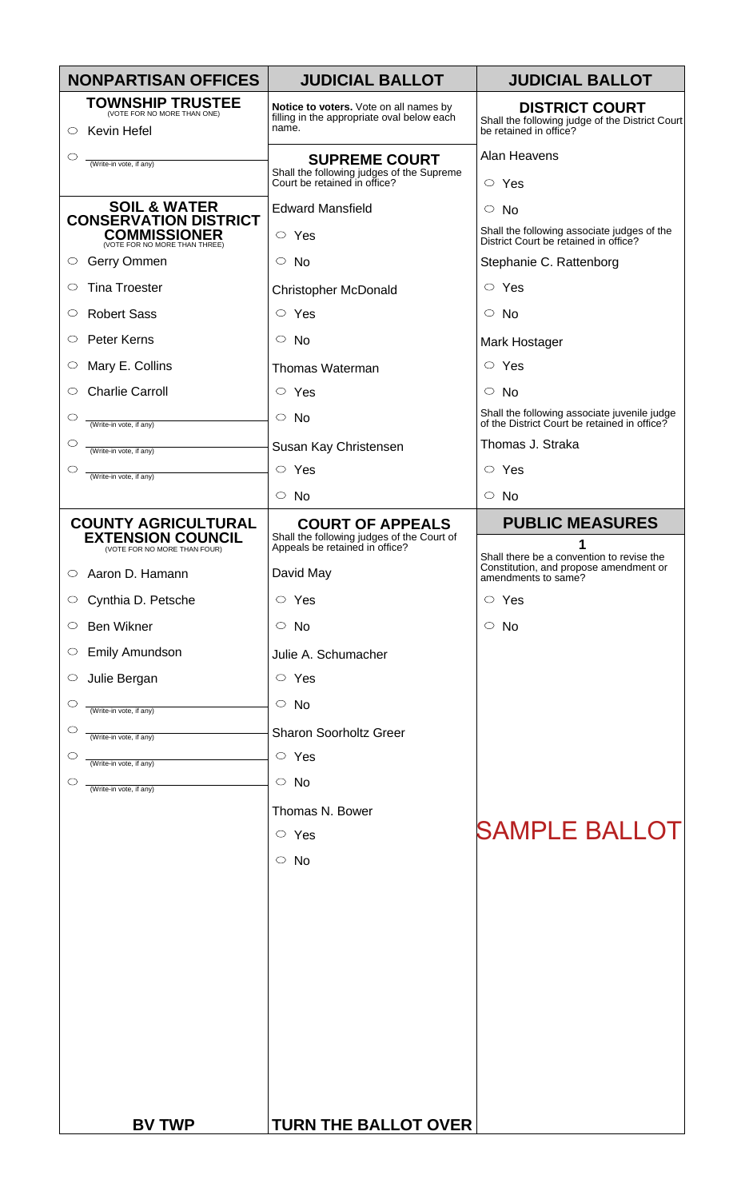## NONPARTISAN OFFICES

### TOWNSHIP TRUSTEE
(VOTE FOR NO MORE THAN ONE)

- ○ Kevin Hefel
- ○ ______ (Write-in vote, if any)

### SOIL & WATER CONSERVATION DISTRICT COMMISSIONER
(VOTE FOR NO MORE THAN THREE)

- ○ Gerry Ommen
- ○ Tina Troester
- ○ Robert Sass
- ○ Peter Kerns
- ○ Mary E. Collins
- ○ Charlie Carroll
- ○ ______ (Write-in vote, if any)
- ○ ______ (Write-in vote, if any)
- ○ ______ (Write-in vote, if any)

### COUNTY AGRICULTURAL EXTENSION COUNCIL
(VOTE FOR NO MORE THAN FOUR)

- ○ Aaron D. Hamann
- ○ Cynthia D. Petsche
- ○ Ben Wikner
- ○ Emily Amundson
- ○ Julie Bergan
- ○ ______ (Write-in vote, if any)
- ○ ______ (Write-in vote, if any)
- ○ ______ (Write-in vote, if any)
- ○ ______ (Write-in vote, if any)

**BV TWP**

## JUDICIAL BALLOT

**Notice to voters.** Vote on all names by filling in the appropriate oval below each name.

### SUPREME COURT
Shall the following judges of the Supreme Court be retained in office?

Edward Mansfield
- ○ Yes
- ○ No

Christopher McDonald
- ○ Yes
- ○ No

Thomas Waterman
- ○ Yes
- ○ No

Susan Kay Christensen
- ○ Yes
- ○ No

### COURT OF APPEALS
Shall the following judges of the Court of Appeals be retained in office?

David May
- ○ Yes
- ○ No

Julie A. Schumacher
- ○ Yes
- ○ No

Sharon Soorholtz Greer
- ○ Yes
- ○ No

Thomas N. Bower
- ○ Yes
- ○ No

**TURN THE BALLOT OVER**

## JUDICIAL BALLOT

### DISTRICT COURT
Shall the following judge of the District Court be retained in office?

Alan Heavens
- ○ Yes
- ○ No

Shall the following associate judges of the District Court be retained in office?

Stephanie C. Rattenborg
- ○ Yes
- ○ No

Mark Hostager
- ○ Yes
- ○ No

Shall the following associate juvenile judge of the District Court be retained in office?

Thomas J. Straka
- ○ Yes
- ○ No

## PUBLIC MEASURES

**1**

Shall there be a convention to revise the Constitution, and propose amendment or amendments to same?

- ○ Yes
- ○ No

SAMPLE BALLOT